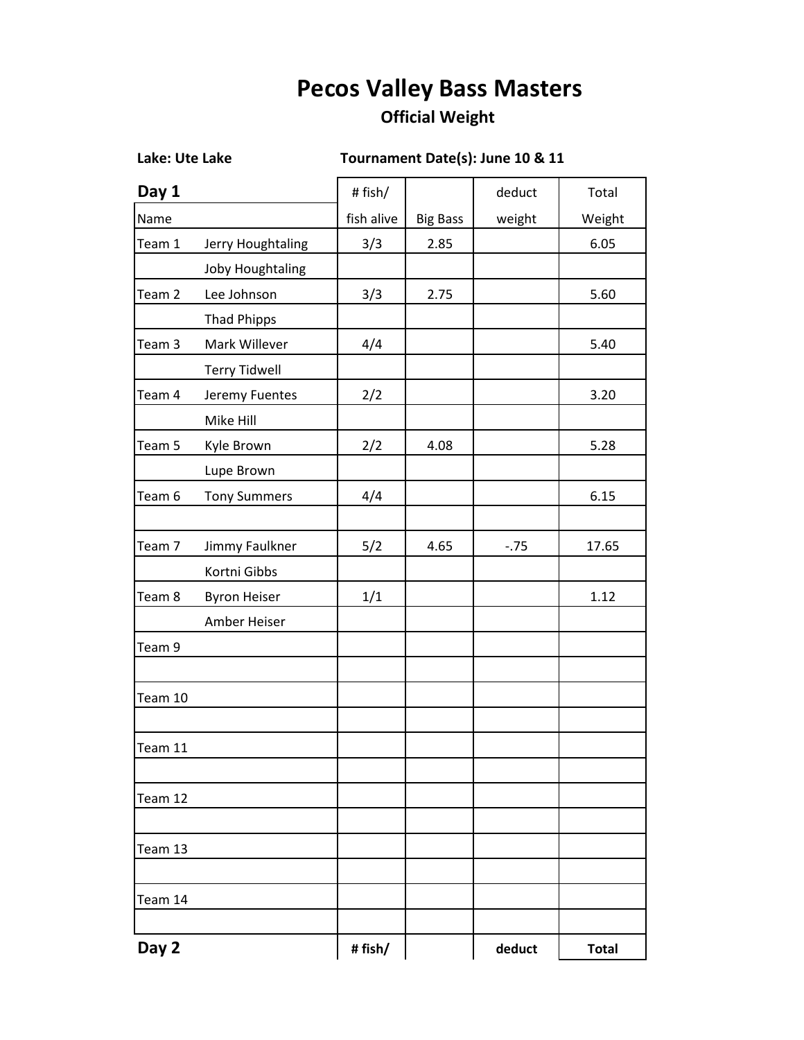# Pecos Valley Bass Masters

## Official Weight

**Lake: Ute Lake** **Tournament Date(s): June 10 & 11**

| **Day 1** | | # fish/ | | deduct | Total |
|---|---|---|---|---|---|
| Name | | fish alive | Big Bass | weight | Weight |
| Team 1 | Jerry Houghtaling | 3/3 | 2.85 | | 6.05 |
| | Joby Houghtaling | | | | |
| Team 2 | Lee Johnson | 3/3 | 2.75 | | 5.60 |
| | Thad Phipps | | | | |
| Team 3 | Mark Willever | 4/4 | | | 5.40 |
| | Terry Tidwell | | | | |
| Team 4 | Jeremy Fuentes | 2/2 | | | 3.20 |
| | Mike Hill | | | | |
| Team 5 | Kyle Brown | 2/2 | 4.08 | | 5.28 |
| | Lupe Brown | | | | |
| Team 6 | Tony Summers | 4/4 | | | 6.15 |
| | | | | | |
| Team 7 | Jimmy Faulkner | 5/2 | 4.65 | -.75 | 17.65 |
| | Kortni Gibbs | | | | |
| Team 8 | Byron Heiser | 1/1 | | | 1.12 |
| | Amber Heiser | | | | |
| Team 9 | | | | | |
| | | | | | |
| Team 10 | | | | | |
| | | | | | |
| Team 11 | | | | | |
| | | | | | |
| Team 12 | | | | | |
| | | | | | |
| Team 13 | | | | | |
| | | | | | |
| Team 14 | | | | | |
| | | | | | |

| **Day 2** | | **# fish/** | | **deduct** | **Total** |
|---|---|---|---|---|---|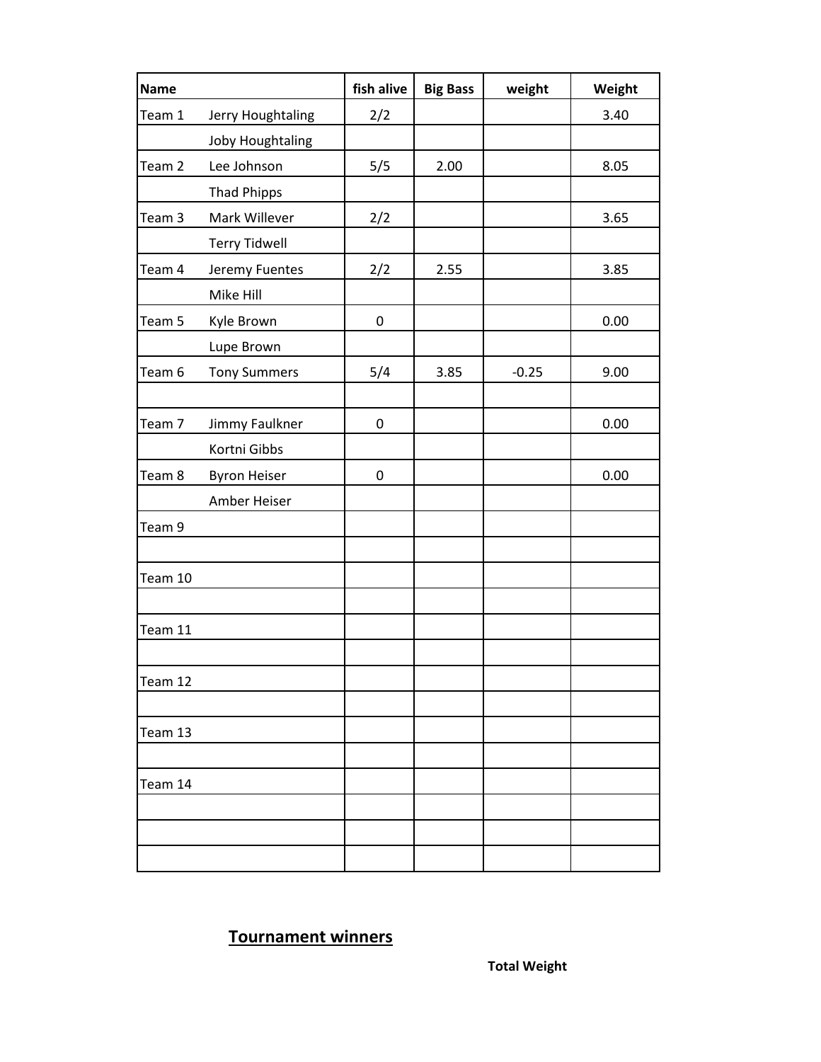| Name | | fish alive | Big Bass | weight | Weight |
|---|---|---|---|---|---|
| Team 1 | Jerry Houghtaling | 2/2 | | | 3.40 |
| | Joby Houghtaling | | | | |
| Team 2 | Lee Johnson | 5/5 | 2.00 | | 8.05 |
| | Thad Phipps | | | | |
| Team 3 | Mark Willever | 2/2 | | | 3.65 |
| | Terry Tidwell | | | | |
| Team 4 | Jeremy Fuentes | 2/2 | 2.55 | | 3.85 |
| | Mike Hill | | | | |
| Team 5 | Kyle Brown | 0 | | | 0.00 |
| | Lupe Brown | | | | |
| Team 6 | Tony Summers | 5/4 | 3.85 | -0.25 | 9.00 |
| | | | | | |
| Team 7 | Jimmy Faulkner | 0 | | | 0.00 |
| | Kortni Gibbs | | | | |
| Team 8 | Byron Heiser | 0 | | | 0.00 |
| | Amber Heiser | | | | |
| Team 9 | | | | | |
| | | | | | |
| Team 10 | | | | | |
| | | | | | |
| Team 11 | | | | | |
| | | | | | |
| Team 12 | | | | | |
| | | | | | |
| Team 13 | | | | | |
| | | | | | |
| Team 14 | | | | | |
| | | | | | |
| | | | | | |
| | | | | | |

## Tournament winners

**Total Weight**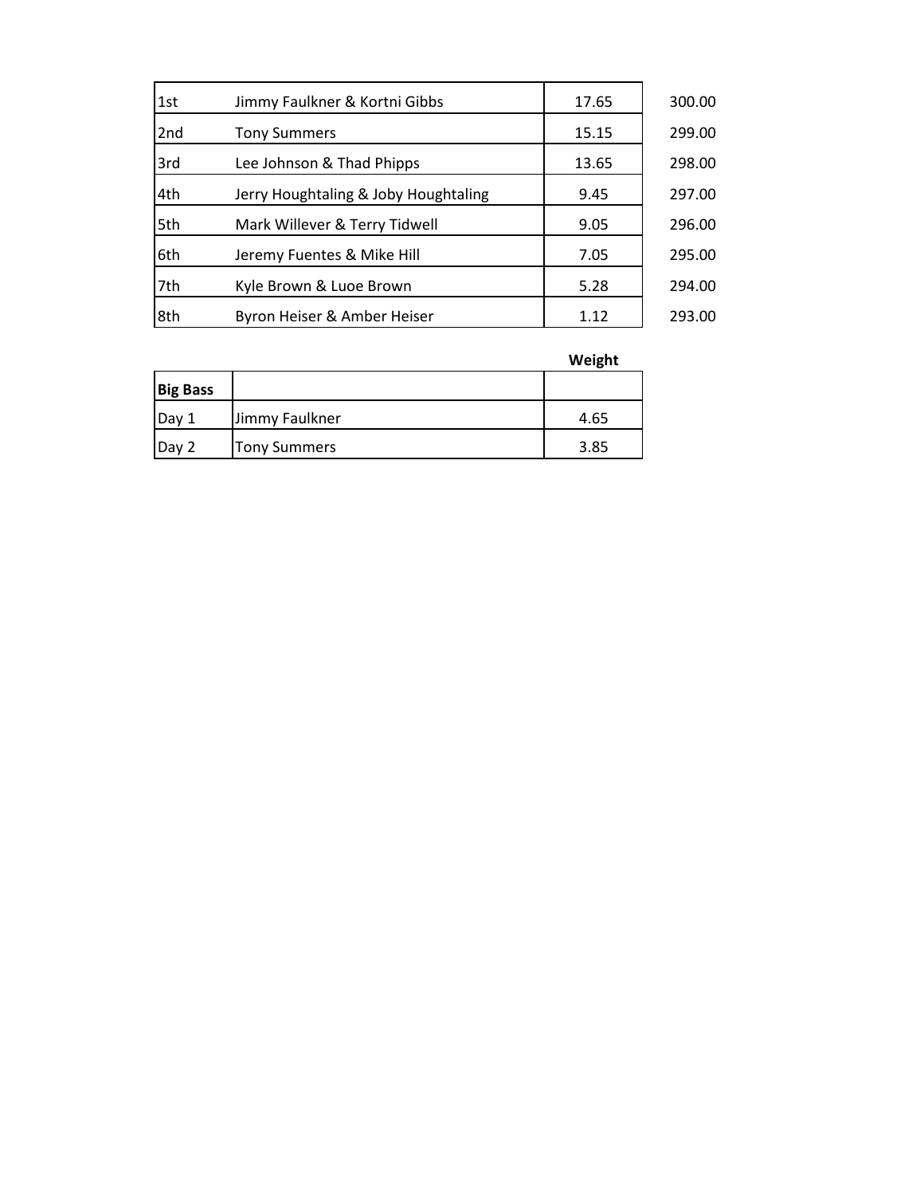| | | | |
|---|---|---|---|
| 1st | Jimmy Faulkner & Kortni Gibbs | 17.65 | 300.00 |
| 2nd | Tony Summers | 15.15 | 299.00 |
| 3rd | Lee Johnson & Thad Phipps | 13.65 | 298.00 |
| 4th | Jerry Houghtaling & Joby Houghtaling | 9.45 | 297.00 |
| 5th | Mark Willever & Terry Tidwell | 9.05 | 296.00 |
| 6th | Jeremy Fuentes & Mike Hill | 7.05 | 295.00 |
| 7th | Kyle Brown & Luoe Brown | 5.28 | 294.00 |
| 8th | Byron Heiser & Amber Heiser | 1.12 | 293.00 |

| | | Weight |
|---|---|---|
| **Big Bass** | | |
| Day 1 | Jimmy Faulkner | 4.65 |
| Day 2 | Tony Summers | 3.85 |